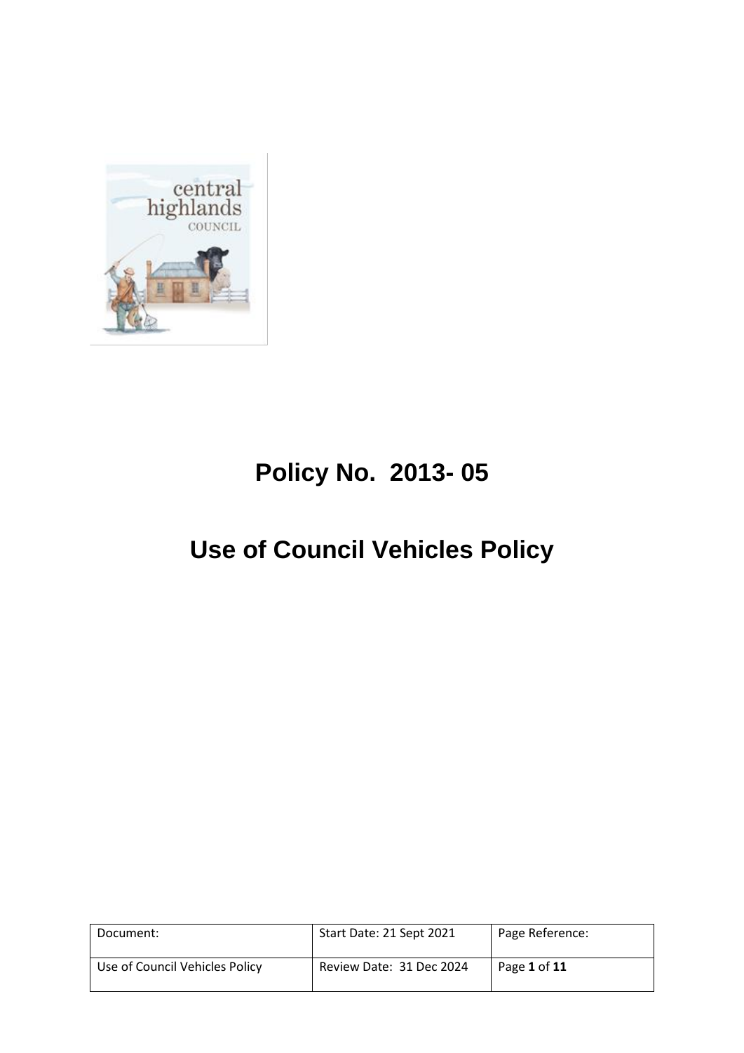# Policy No. 2013- 05

# Use of Council Vehicles Policy

| Document: | Start Date: 21 Sept 2021 | Page Reference: |
|---|---|---|
| Use of Council Vehicles Policy | Review Date: 31 Dec 2024 | Page **1** of **11** |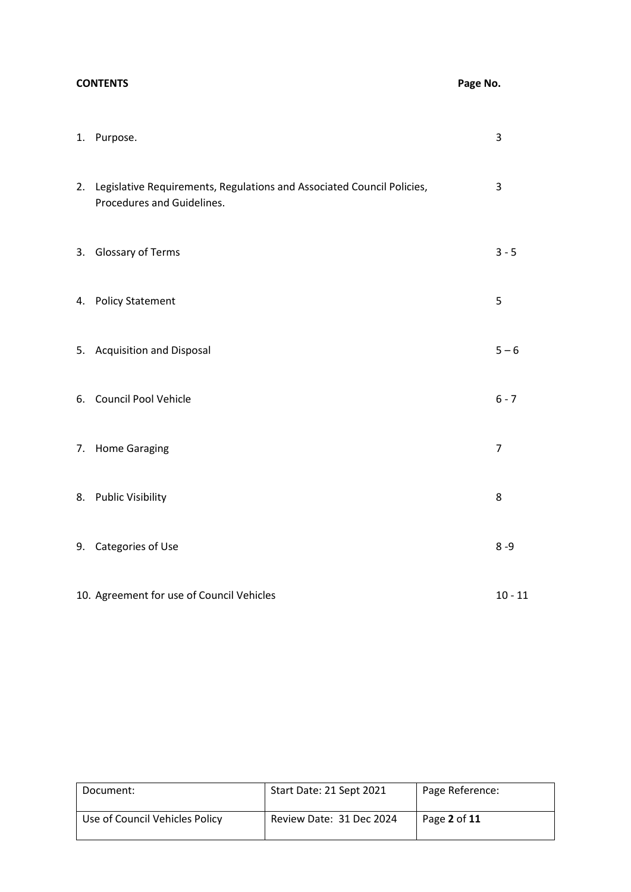| **CONTENTS** | **Page No.** |
|---|---|
| 1. Purpose. | 3 |
| 2. Legislative Requirements, Regulations and Associated Council Policies, Procedures and Guidelines. | 3 |
| 3. Glossary of Terms | 3 - 5 |
| 4. Policy Statement | 5 |
| 5. Acquisition and Disposal | 5 – 6 |
| 6. Council Pool Vehicle | 6 - 7 |
| 7. Home Garaging | 7 |
| 8. Public Visibility | 8 |
| 9. Categories of Use | 8 -9 |
| 10. Agreement for use of Council Vehicles | 10 - 11 |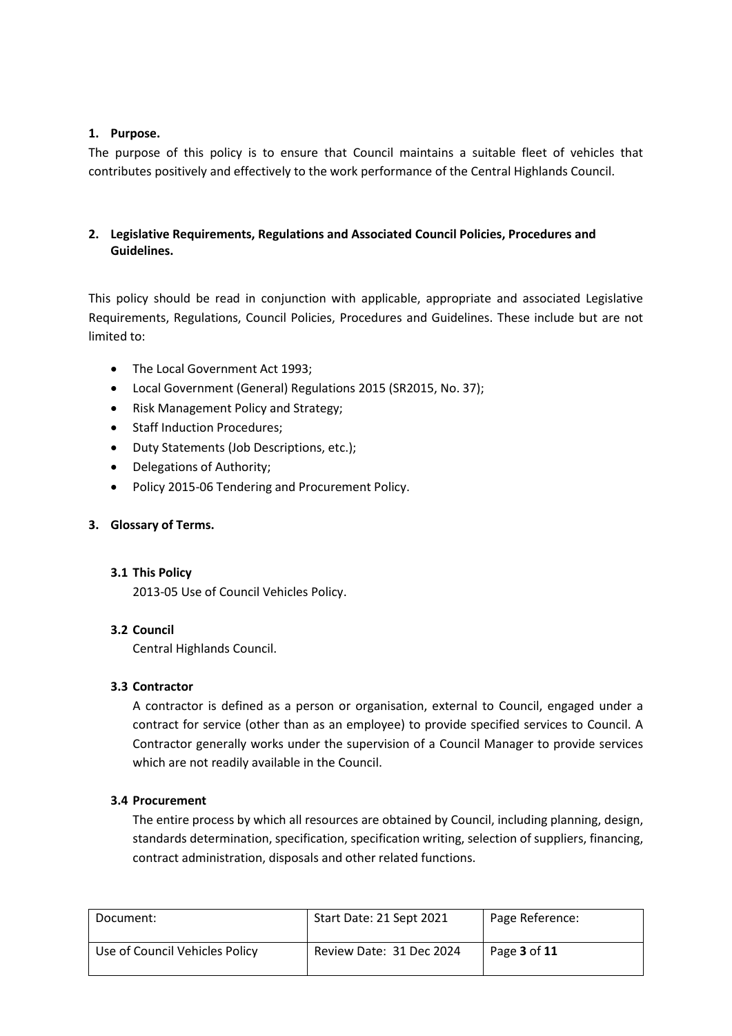## 1. Purpose.

The purpose of this policy is to ensure that Council maintains a suitable fleet of vehicles that contributes positively and effectively to the work performance of the Central Highlands Council.

## 2. Legislative Requirements, Regulations and Associated Council Policies, Procedures and Guidelines.

This policy should be read in conjunction with applicable, appropriate and associated Legislative Requirements, Regulations, Council Policies, Procedures and Guidelines. These include but are not limited to:

- The Local Government Act 1993;
- Local Government (General) Regulations 2015 (SR2015, No. 37);
- Risk Management Policy and Strategy;
- Staff Induction Procedures;
- Duty Statements (Job Descriptions, etc.);
- Delegations of Authority;
- Policy 2015-06 Tendering and Procurement Policy.

## 3. Glossary of Terms.

### 3.1 This Policy

2013-05 Use of Council Vehicles Policy.

### 3.2 Council

Central Highlands Council.

### 3.3 Contractor

A contractor is defined as a person or organisation, external to Council, engaged under a contract for service (other than as an employee) to provide specified services to Council. A Contractor generally works under the supervision of a Council Manager to provide services which are not readily available in the Council.

### 3.4 Procurement

The entire process by which all resources are obtained by Council, including planning, design, standards determination, specification, specification writing, selection of suppliers, financing, contract administration, disposals and other related functions.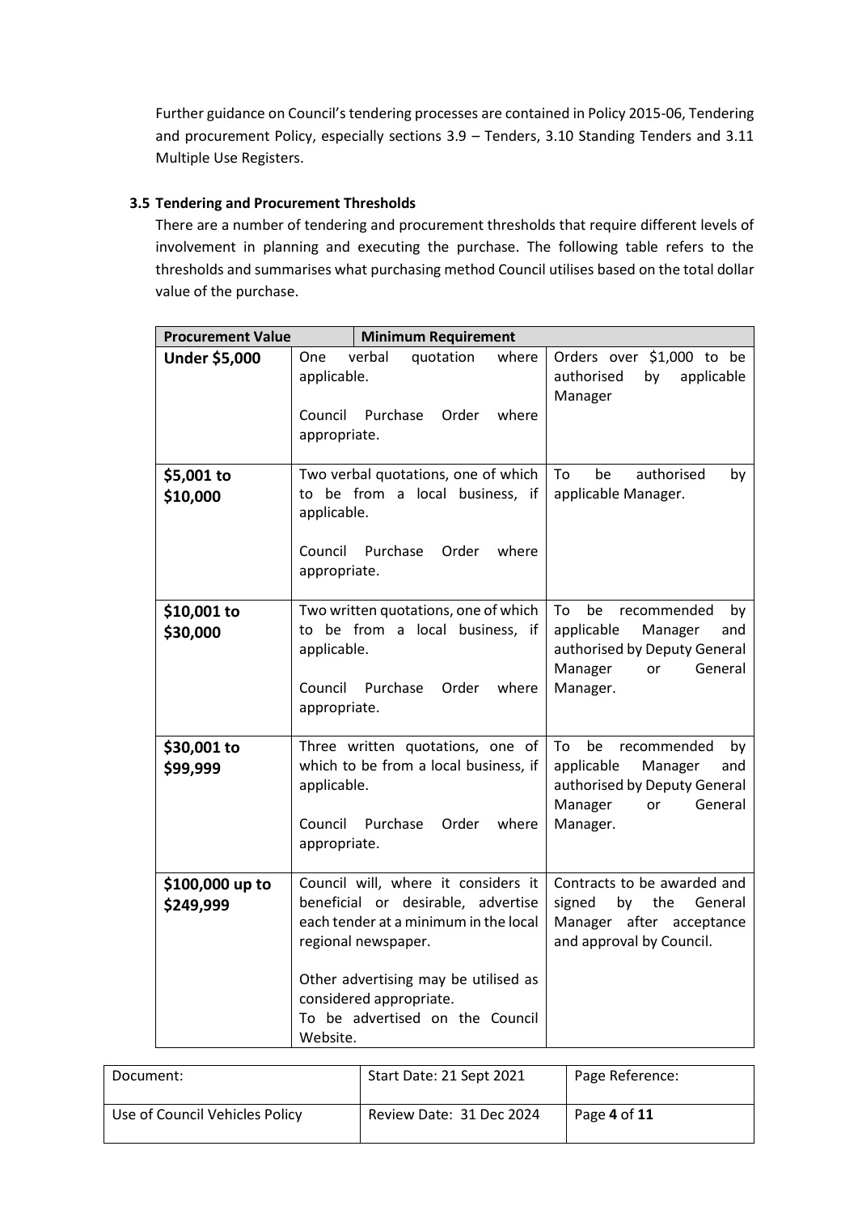Further guidance on Council's tendering processes are contained in Policy 2015-06, Tendering and procurement Policy, especially sections 3.9 – Tenders, 3.10 Standing Tenders and 3.11 Multiple Use Registers.

### 3.5 Tendering and Procurement Thresholds

There are a number of tendering and procurement thresholds that require different levels of involvement in planning and executing the purchase. The following table refers to the thresholds and summarises what purchasing method Council utilises based on the total dollar value of the purchase.

| Procurement Value | Minimum Requirement | |
|---|---|---|
| **Under $5,000** | One verbal quotation where applicable.<br><br>Council Purchase Order where appropriate. | Orders over $1,000 to be authorised by applicable Manager |
| **$5,001 to $10,000** | Two verbal quotations, one of which to be from a local business, if applicable.<br><br>Council Purchase Order where appropriate. | To be authorised by applicable Manager. |
| **$10,001 to $30,000** | Two written quotations, one of which to be from a local business, if applicable.<br><br>Council Purchase Order where appropriate. | To be recommended by applicable Manager and authorised by Deputy General Manager or General Manager. |
| **$30,001 to $99,999** | Three written quotations, one of which to be from a local business, if applicable.<br><br>Council Purchase Order where appropriate. | To be recommended by applicable Manager and authorised by Deputy General Manager or General Manager. |
| **$100,000 up to $249,999** | Council will, where it considers it beneficial or desirable, advertise each tender at a minimum in the local regional newspaper.<br><br>Other advertising may be utilised as considered appropriate.<br>To be advertised on the Council Website. | Contracts to be awarded and signed by the General Manager after acceptance and approval by Council. |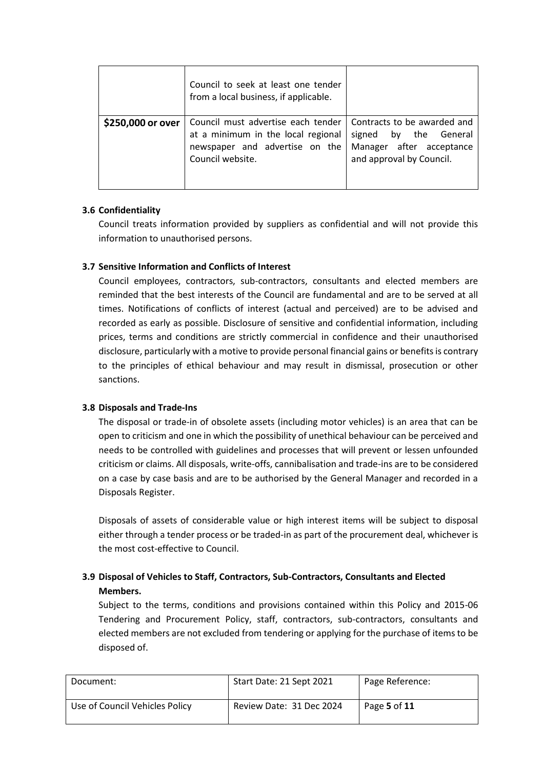| | | |
|---|---|---|
| | Council to seek at least one tender from a local business, if applicable. | |
| **$250,000 or over** | Council must advertise each tender at a minimum in the local regional newspaper and advertise on the Council website. | Contracts to be awarded and signed by the General Manager after acceptance and approval by Council. |

### 3.6 Confidentiality

Council treats information provided by suppliers as confidential and will not provide this information to unauthorised persons.

### 3.7 Sensitive Information and Conflicts of Interest

Council employees, contractors, sub-contractors, consultants and elected members are reminded that the best interests of the Council are fundamental and are to be served at all times. Notifications of conflicts of interest (actual and perceived) are to be advised and recorded as early as possible. Disclosure of sensitive and confidential information, including prices, terms and conditions are strictly commercial in confidence and their unauthorised disclosure, particularly with a motive to provide personal financial gains or benefits is contrary to the principles of ethical behaviour and may result in dismissal, prosecution or other sanctions.

### 3.8 Disposals and Trade-Ins

The disposal or trade-in of obsolete assets (including motor vehicles) is an area that can be open to criticism and one in which the possibility of unethical behaviour can be perceived and needs to be controlled with guidelines and processes that will prevent or lessen unfounded criticism or claims. All disposals, write-offs, cannibalisation and trade-ins are to be considered on a case by case basis and are to be authorised by the General Manager and recorded in a Disposals Register.

Disposals of assets of considerable value or high interest items will be subject to disposal either through a tender process or be traded-in as part of the procurement deal, whichever is the most cost-effective to Council.

### 3.9 Disposal of Vehicles to Staff, Contractors, Sub-Contractors, Consultants and Elected Members.

Subject to the terms, conditions and provisions contained within this Policy and 2015-06 Tendering and Procurement Policy, staff, contractors, sub-contractors, consultants and elected members are not excluded from tendering or applying for the purchase of items to be disposed of.

| Document: | Start Date: 21 Sept 2021 | Page Reference: |
|---|---|---|
| Use of Council Vehicles Policy | Review Date: 31 Dec 2024 | Page **5** of **11** |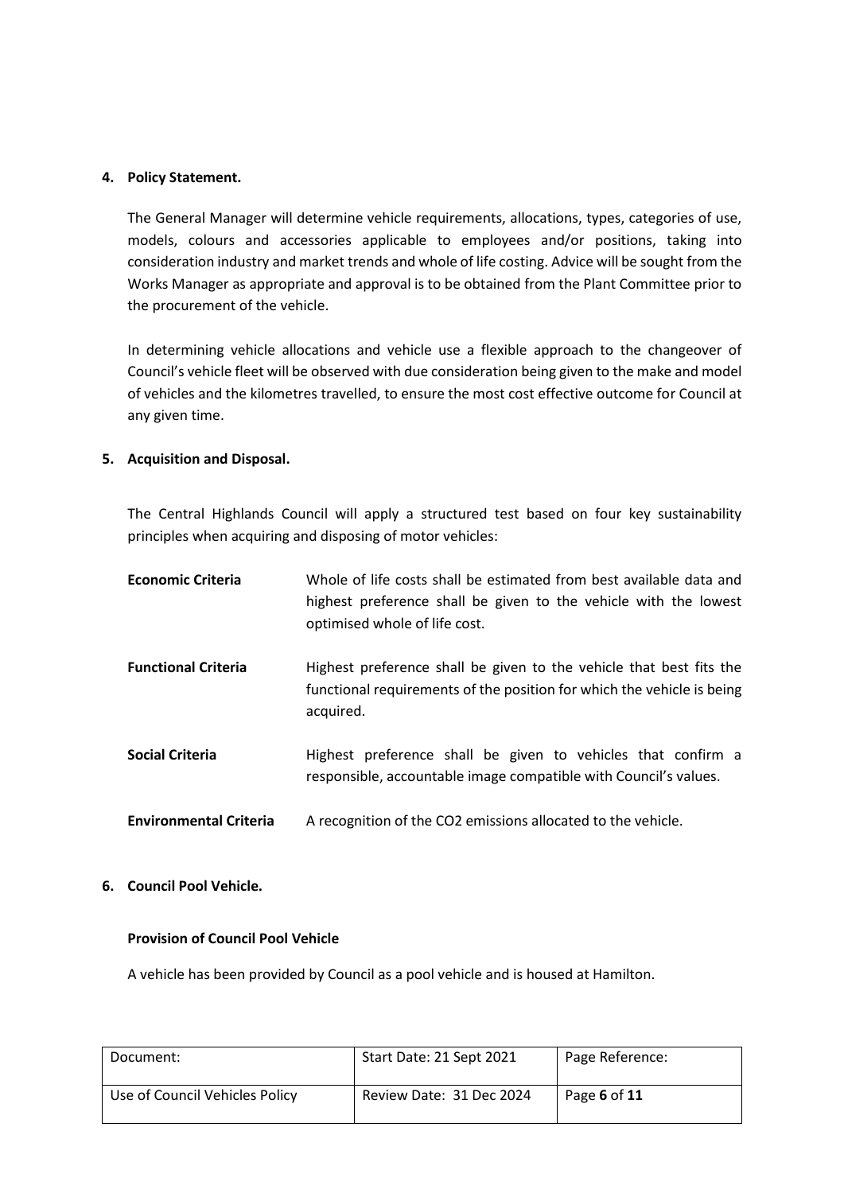## 4. Policy Statement.

The General Manager will determine vehicle requirements, allocations, types, categories of use, models, colours and accessories applicable to employees and/or positions, taking into consideration industry and market trends and whole of life costing. Advice will be sought from the Works Manager as appropriate and approval is to be obtained from the Plant Committee prior to the procurement of the vehicle.

In determining vehicle allocations and vehicle use a flexible approach to the changeover of Council's vehicle fleet will be observed with due consideration being given to the make and model of vehicles and the kilometres travelled, to ensure the most cost effective outcome for Council at any given time.

## 5. Acquisition and Disposal.

The Central Highlands Council will apply a structured test based on four key sustainability principles when acquiring and disposing of motor vehicles:

**Economic Criteria** — Whole of life costs shall be estimated from best available data and highest preference shall be given to the vehicle with the lowest optimised whole of life cost.

**Functional Criteria** — Highest preference shall be given to the vehicle that best fits the functional requirements of the position for which the vehicle is being acquired.

**Social Criteria** — Highest preference shall be given to vehicles that confirm a responsible, accountable image compatible with Council's values.

**Environmental Criteria** — A recognition of the $CO_2$ emissions allocated to the vehicle.

## 6. Council Pool Vehicle.

### Provision of Council Pool Vehicle

A vehicle has been provided by Council as a pool vehicle and is housed at Hamilton.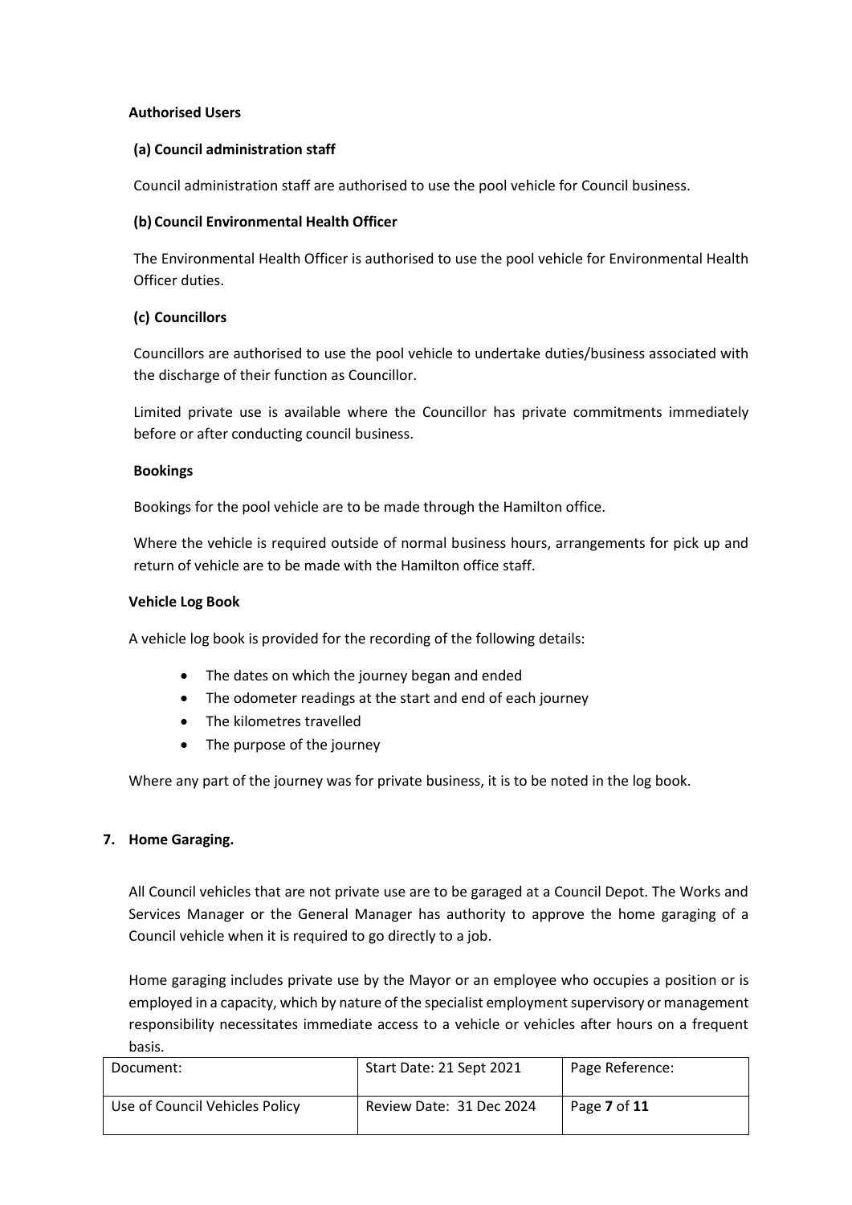**Authorised Users**

**(a) Council administration staff**

Council administration staff are authorised to use the pool vehicle for Council business.

**(b) Council Environmental Health Officer**

The Environmental Health Officer is authorised to use the pool vehicle for Environmental Health Officer duties.

**(c) Councillors**

Councillors are authorised to use the pool vehicle to undertake duties/business associated with the discharge of their function as Councillor.

Limited private use is available where the Councillor has private commitments immediately before or after conducting council business.

**Bookings**

Bookings for the pool vehicle are to be made through the Hamilton office.

Where the vehicle is required outside of normal business hours, arrangements for pick up and return of vehicle are to be made with the Hamilton office staff.

**Vehicle Log Book**

A vehicle log book is provided for the recording of the following details:

- The dates on which the journey began and ended
- The odometer readings at the start and end of each journey
- The kilometres travelled
- The purpose of the journey

Where any part of the journey was for private business, it is to be noted in the log book.

## 7. Home Garaging.

All Council vehicles that are not private use are to be garaged at a Council Depot. The Works and Services Manager or the General Manager has authority to approve the home garaging of a Council vehicle when it is required to go directly to a job.

Home garaging includes private use by the Mayor or an employee who occupies a position or is employed in a capacity, which by nature of the specialist employment supervisory or management responsibility necessitates immediate access to a vehicle or vehicles after hours on a frequent basis.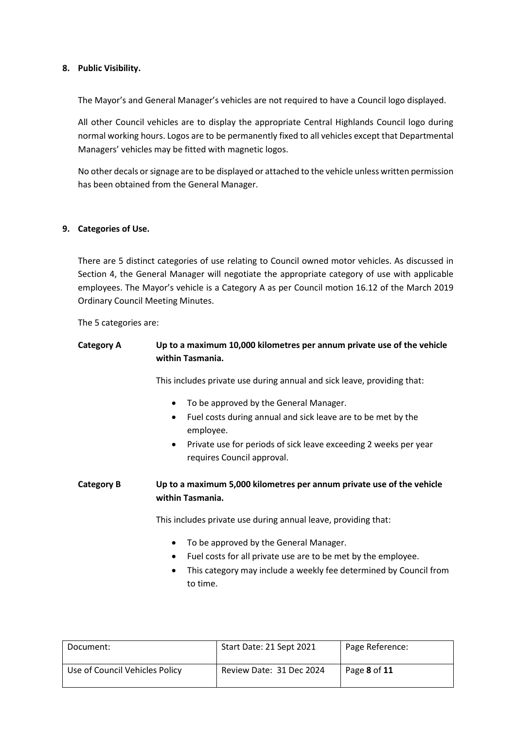## 8. Public Visibility.

The Mayor's and General Manager's vehicles are not required to have a Council logo displayed.

All other Council vehicles are to display the appropriate Central Highlands Council logo during normal working hours. Logos are to be permanently fixed to all vehicles except that Departmental Managers' vehicles may be fitted with magnetic logos.

No other decals or signage are to be displayed or attached to the vehicle unless written permission has been obtained from the General Manager.

## 9. Categories of Use.

There are 5 distinct categories of use relating to Council owned motor vehicles. As discussed in Section 4, the General Manager will negotiate the appropriate category of use with applicable employees. The Mayor's vehicle is a Category A as per Council motion 16.12 of the March 2019 Ordinary Council Meeting Minutes.

The 5 categories are:

**Category A** — **Up to a maximum 10,000 kilometres per annum private use of the vehicle within Tasmania.**

This includes private use during annual and sick leave, providing that:

- To be approved by the General Manager.
- Fuel costs during annual and sick leave are to be met by the employee.
- Private use for periods of sick leave exceeding 2 weeks per year requires Council approval.

**Category B** — **Up to a maximum 5,000 kilometres per annum private use of the vehicle within Tasmania.**

This includes private use during annual leave, providing that:

- To be approved by the General Manager.
- Fuel costs for all private use are to be met by the employee.
- This category may include a weekly fee determined by Council from to time.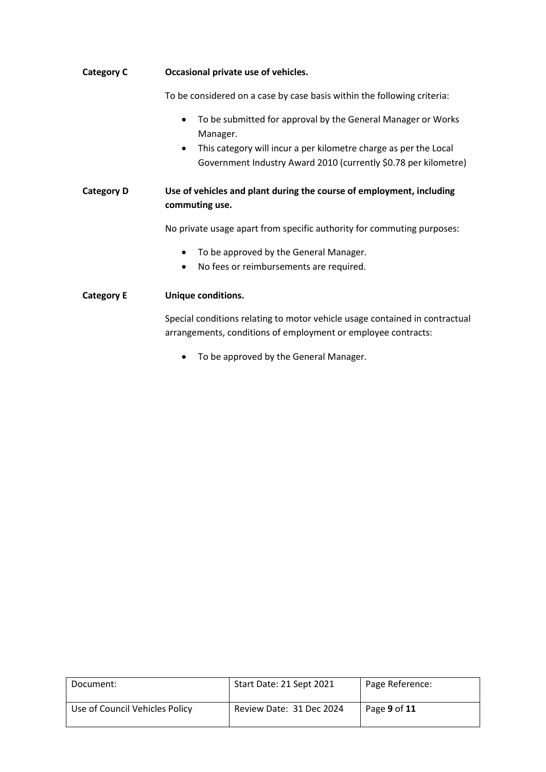**Category C** **Occasional private use of vehicles.**

To be considered on a case by case basis within the following criteria:

- To be submitted for approval by the General Manager or Works Manager.
- This category will incur a per kilometre charge as per the Local Government Industry Award 2010 (currently $0.78 per kilometre)

**Category D** **Use of vehicles and plant during the course of employment, including commuting use.**

No private usage apart from specific authority for commuting purposes:

- To be approved by the General Manager.
- No fees or reimbursements are required.

**Category E** **Unique conditions.**

Special conditions relating to motor vehicle usage contained in contractual arrangements, conditions of employment or employee contracts:

- To be approved by the General Manager.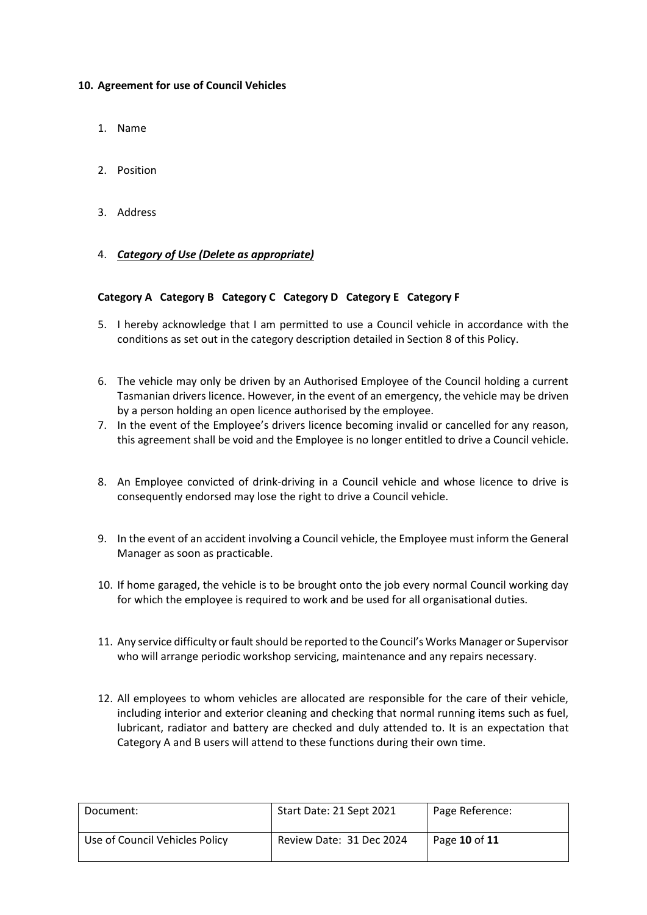## 10. Agreement for use of Council Vehicles

1. Name

2. Position

3. Address

4. ***Category of Use (Delete as appropriate)***

**Category A Category B Category C Category D Category E Category F**

5. I hereby acknowledge that I am permitted to use a Council vehicle in accordance with the conditions as set out in the category description detailed in Section 8 of this Policy.

6. The vehicle may only be driven by an Authorised Employee of the Council holding a current Tasmanian drivers licence. However, in the event of an emergency, the vehicle may be driven by a person holding an open licence authorised by the employee.
7. In the event of the Employee's drivers licence becoming invalid or cancelled for any reason, this agreement shall be void and the Employee is no longer entitled to drive a Council vehicle.

8. An Employee convicted of drink-driving in a Council vehicle and whose licence to drive is consequently endorsed may lose the right to drive a Council vehicle.

9. In the event of an accident involving a Council vehicle, the Employee must inform the General Manager as soon as practicable.

10. If home garaged, the vehicle is to be brought onto the job every normal Council working day for which the employee is required to work and be used for all organisational duties.

11. Any service difficulty or fault should be reported to the Council's Works Manager or Supervisor who will arrange periodic workshop servicing, maintenance and any repairs necessary.

12. All employees to whom vehicles are allocated are responsible for the care of their vehicle, including interior and exterior cleaning and checking that normal running items such as fuel, lubricant, radiator and battery are checked and duly attended to. It is an expectation that Category A and B users will attend to these functions during their own time.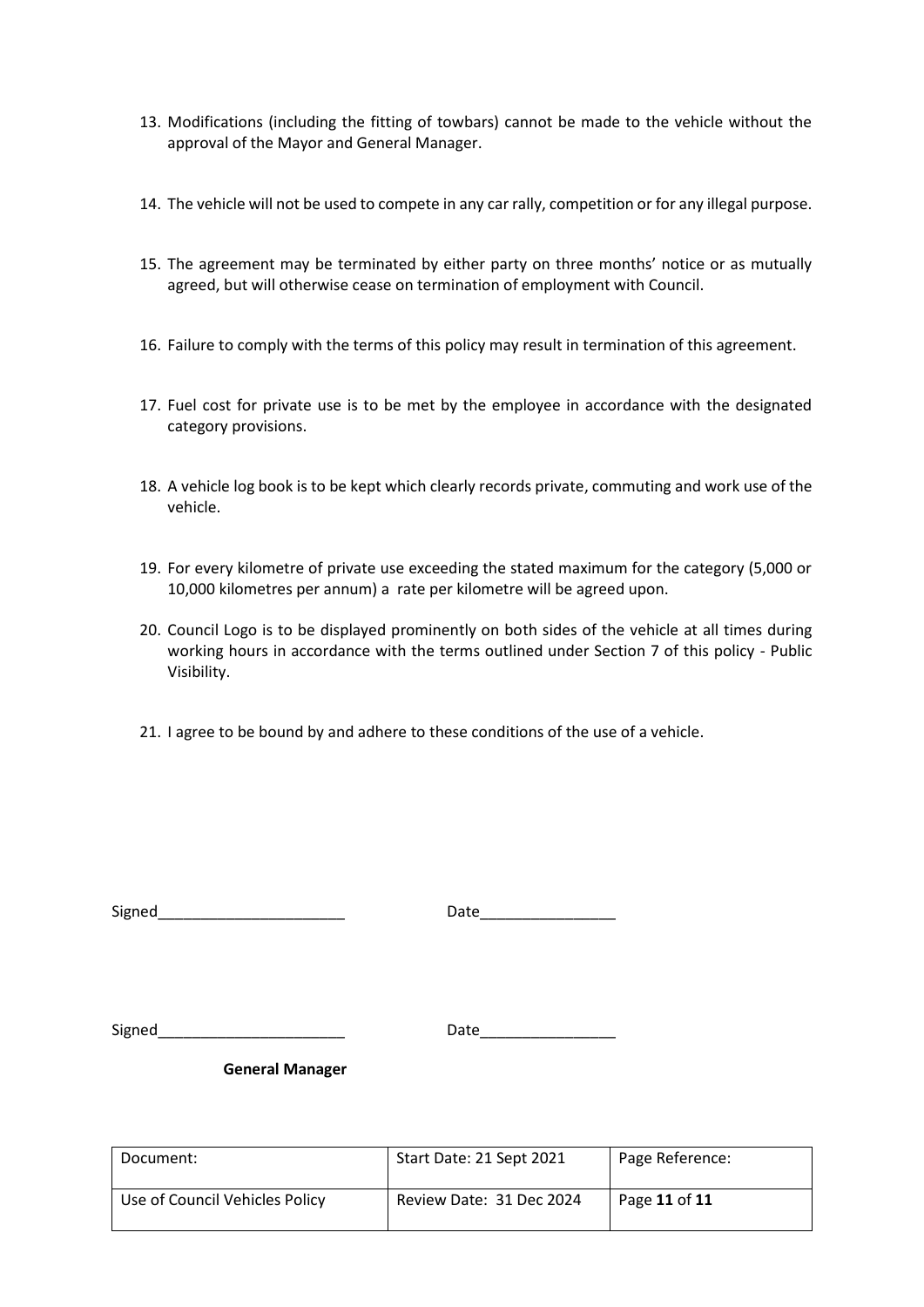13. Modifications (including the fitting of towbars) cannot be made to the vehicle without the approval of the Mayor and General Manager.

14. The vehicle will not be used to compete in any car rally, competition or for any illegal purpose.

15. The agreement may be terminated by either party on three months' notice or as mutually agreed, but will otherwise cease on termination of employment with Council.

16. Failure to comply with the terms of this policy may result in termination of this agreement.

17. Fuel cost for private use is to be met by the employee in accordance with the designated category provisions.

18. A vehicle log book is to be kept which clearly records private, commuting and work use of the vehicle.

19. For every kilometre of private use exceeding the stated maximum for the category (5,000 or 10,000 kilometres per annum) a rate per kilometre will be agreed upon.

20. Council Logo is to be displayed prominently on both sides of the vehicle at all times during working hours in accordance with the terms outlined under Section 7 of this policy - Public Visibility.

21. I agree to be bound by and adhere to these conditions of the use of a vehicle.

Signed______________________ Date________________

Signed______________________ Date________________

**General Manager**